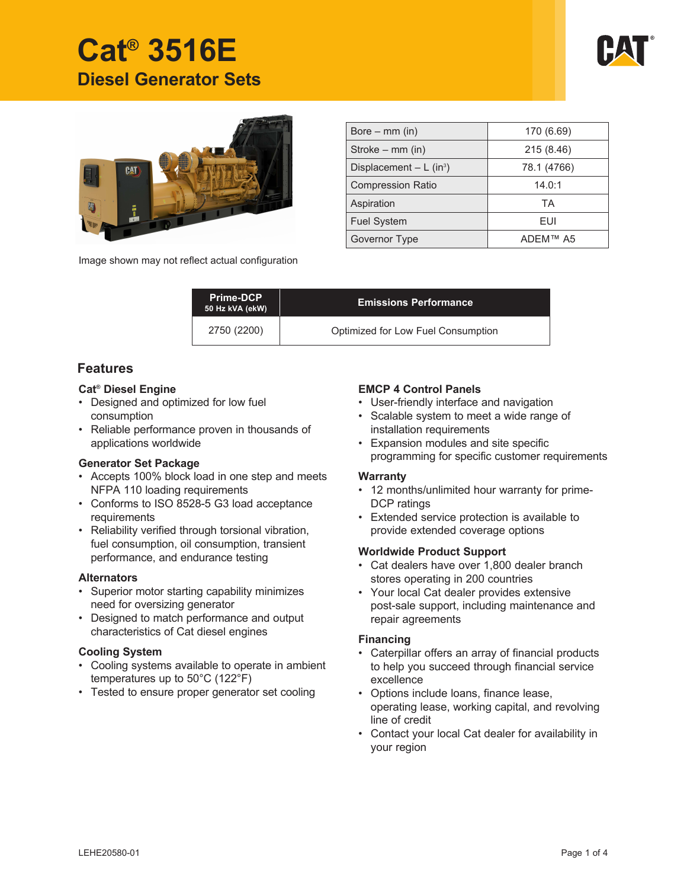# Cat® 3516E

## Diesel Generator Sets

Image shown may not reflect actual configuration

| | |
|---|---|
| Bore – mm (in) | 170 (6.69) |
| Stroke – mm (in) | 215 (8.46) |
| Displacement – L (in³) | 78.1 (4766) |
| Compression Ratio | 14.0:1 |
| Aspiration | TA |
| Fuel System | EUI |
| Governor Type | ADEM™ A5 |

| Prime-DCP 50 Hz kVA (ekW) | Emissions Performance |
|---|---|
| 2750 (2200) | Optimized for Low Fuel Consumption |

## Features

### Cat® Diesel Engine

- Designed and optimized for low fuel consumption
- Reliable performance proven in thousands of applications worldwide

### Generator Set Package

- Accepts 100% block load in one step and meets NFPA 110 loading requirements
- Conforms to ISO 8528-5 G3 load acceptance requirements
- Reliability verified through torsional vibration, fuel consumption, oil consumption, transient performance, and endurance testing

### Alternators

- Superior motor starting capability minimizes need for oversizing generator
- Designed to match performance and output characteristics of Cat diesel engines

### Cooling System

- Cooling systems available to operate in ambient temperatures up to 50°C (122°F)
- Tested to ensure proper generator set cooling

### EMCP 4 Control Panels

- User-friendly interface and navigation
- Scalable system to meet a wide range of installation requirements
- Expansion modules and site specific programming for specific customer requirements

### Warranty

- 12 months/unlimited hour warranty for prime-DCP ratings
- Extended service protection is available to provide extended coverage options

### Worldwide Product Support

- Cat dealers have over 1,800 dealer branch stores operating in 200 countries
- Your local Cat dealer provides extensive post-sale support, including maintenance and repair agreements

### Financing

- Caterpillar offers an array of financial products to help you succeed through financial service excellence
- Options include loans, finance lease, operating lease, working capital, and revolving line of credit
- Contact your local Cat dealer for availability in your region

LEHE20580-01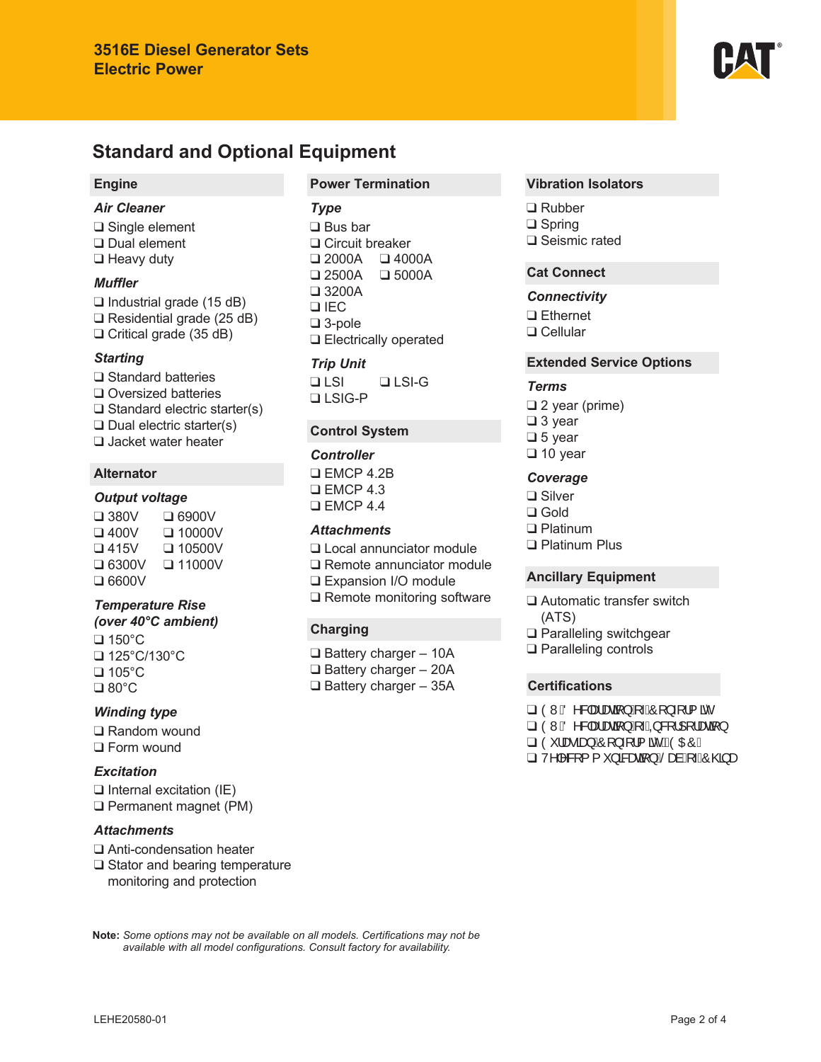## Standard and Optional Equipment

### Engine

***Air Cleaner***

- ❑ Single element
- ❑ Dual element
- ❑ Heavy duty

***Muffler***

- ❑ Industrial grade (15 dB)
- ❑ Residential grade (25 dB)
- ❑ Critical grade (35 dB)

***Starting***

- ❑ Standard batteries
- ❑ Oversized batteries
- ❑ Standard electric starter(s)
- ❑ Dual electric starter(s)
- ❑ Jacket water heater

### Alternator

***Output voltage***

- ❑ 380V
- ❑ 400V
- ❑ 415V
- ❑ 6300V
- ❑ 6600V
- ❑ 6900V
- ❑ 10000V
- ❑ 10500V
- ❑ 11000V

***Temperature Rise (over 40°C ambient)***

- ❑ 150°C
- ❑ 125°C/130°C
- ❑ 105°C
- ❑ 80°C

***Winding type***

- ❑ Random wound
- ❑ Form wound

***Excitation***

- ❑ Internal excitation (IE)
- ❑ Permanent magnet (PM)

***Attachments***

- ❑ Anti-condensation heater
- ❑ Stator and bearing temperature monitoring and protection

### Power Termination

***Type***

- ❑ Bus bar
- ❑ Circuit breaker
- ❑ 2000A
- ❑ 4000A
- ❑ 2500A
- ❑ 5000A
- ❑ 3200A
- ❑ IEC
- ❑ 3-pole
- ❑ Electrically operated

***Trip Unit***

- ❑ LSI
- ❑ LSI-G
- ❑ LSIG-P

### Control System

***Controller***

- ❑ EMCP 4.2B
- ❑ EMCP 4.3
- ❑ EMCP 4.4

***Attachments***

- ❑ Local annunciator module
- ❑ Remote annunciator module
- ❑ Expansion I/O module
- ❑ Remote monitoring software

### Charging

- ❑ Battery charger – 10A
- ❑ Battery charger – 20A
- ❑ Battery charger – 35A

### Vibration Isolators

- ❑ Rubber
- ❑ Spring
- ❑ Seismic rated

### Cat Connect

***Connectivity***

- ❑ Ethernet
- ❑ Cellular

### Extended Service Options

***Terms***

- ❑ 2 year (prime)
- ❑ 3 year
- ❑ 5 year
- ❑ 10 year

***Coverage***

- ❑ Silver
- ❑ Gold
- ❑ Platinum
- ❑ Platinum Plus

### Ancillary Equipment

- ❑ Automatic transfer switch (ATS)
- ❑ Paralleling switchgear
- ❑ Paralleling controls

### Certifications

- ❑ EU Declaration of Conformity
- ❑ EU Declaration of Incorporation
- ❑ Eurasian Conformity (EAC)
- ❑ Telecommunication Lab of China

**Note:** *Some options may not be available on all models. Certifications may not be available with all model configurations. Consult factory for availability.*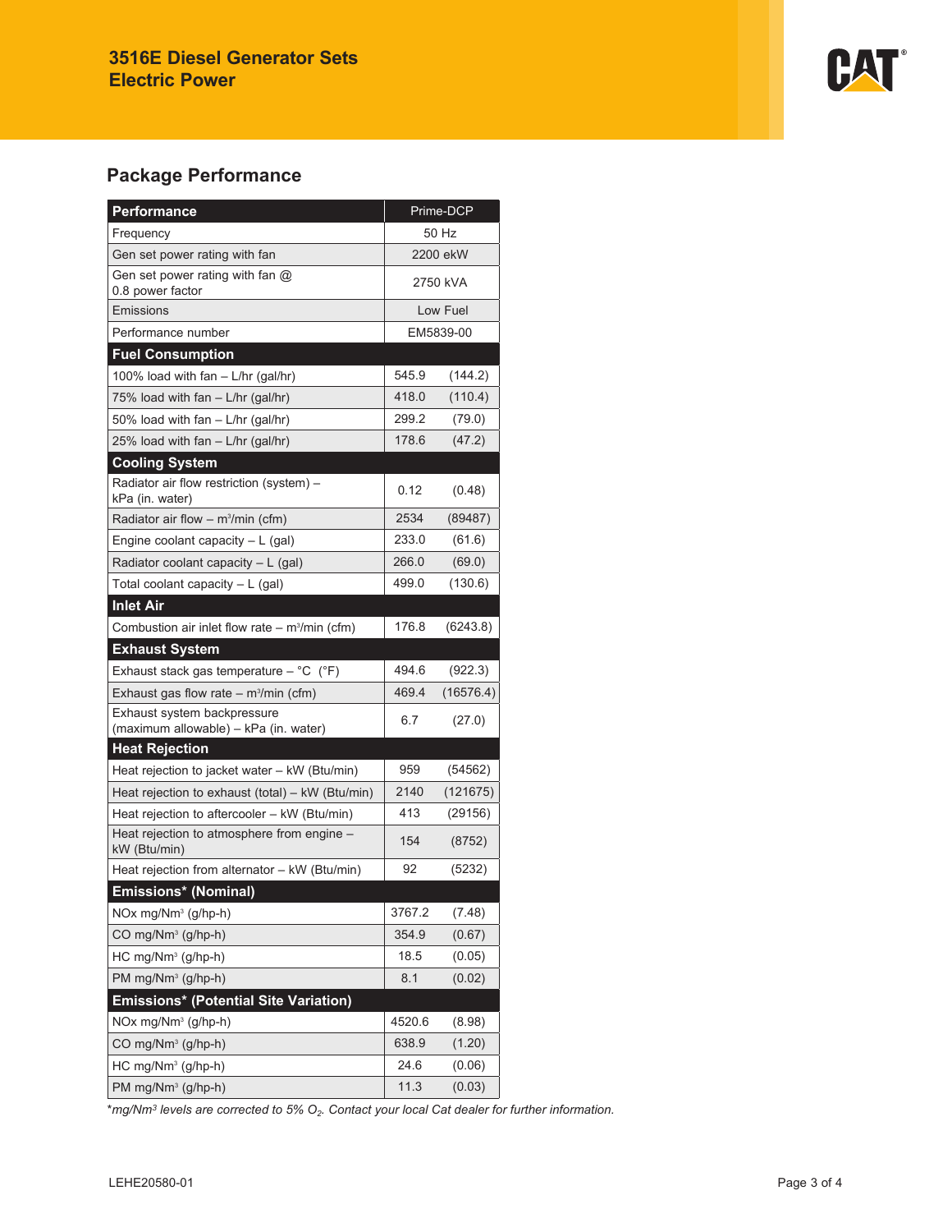## Package Performance

| Performance | Prime-DCP | |
|---|---|---|
| Frequency | 50 Hz | |
| Gen set power rating with fan | 2200 ekW | |
| Gen set power rating with fan @ 0.8 power factor | 2750 kVA | |
| Emissions | Low Fuel | |
| Performance number | EM5839-00 | |
| **Fuel Consumption** | | |
| 100% load with fan – L/hr (gal/hr) | 545.9 | (144.2) |
| 75% load with fan – L/hr (gal/hr) | 418.0 | (110.4) |
| 50% load with fan – L/hr (gal/hr) | 299.2 | (79.0) |
| 25% load with fan – L/hr (gal/hr) | 178.6 | (47.2) |
| **Cooling System** | | |
| Radiator air flow restriction (system) – kPa (in. water) | 0.12 | (0.48) |
| Radiator air flow – $m^3$/min (cfm) | 2534 | (89487) |
| Engine coolant capacity – L (gal) | 233.0 | (61.6) |
| Radiator coolant capacity – L (gal) | 266.0 | (69.0) |
| Total coolant capacity – L (gal) | 499.0 | (130.6) |
| **Inlet Air** | | |
| Combustion air inlet flow rate – $m^3$/min (cfm) | 176.8 | (6243.8) |
| **Exhaust System** | | |
| Exhaust stack gas temperature – °C (°F) | 494.6 | (922.3) |
| Exhaust gas flow rate – $m^3$/min (cfm) | 469.4 | (16576.4) |
| Exhaust system backpressure (maximum allowable) – kPa (in. water) | 6.7 | (27.0) |
| **Heat Rejection** | | |
| Heat rejection to jacket water – kW (Btu/min) | 959 | (54562) |
| Heat rejection to exhaust (total) – kW (Btu/min) | 2140 | (121675) |
| Heat rejection to aftercooler – kW (Btu/min) | 413 | (29156) |
| Heat rejection to atmosphere from engine – kW (Btu/min) | 154 | (8752) |
| Heat rejection from alternator – kW (Btu/min) | 92 | (5232) |
| **Emissions* (Nominal)** | | |
| NOx mg/$Nm^3$ (g/hp-h) | 3767.2 | (7.48) |
| CO mg/$Nm^3$ (g/hp-h) | 354.9 | (0.67) |
| HC mg/$Nm^3$ (g/hp-h) | 18.5 | (0.05) |
| PM mg/$Nm^3$ (g/hp-h) | 8.1 | (0.02) |
| **Emissions* (Potential Site Variation)** | | |
| NOx mg/$Nm^3$ (g/hp-h) | 4520.6 | (8.98) |
| CO mg/$Nm^3$ (g/hp-h) | 638.9 | (1.20) |
| HC mg/$Nm^3$ (g/hp-h) | 24.6 | (0.06) |
| PM mg/$Nm^3$ (g/hp-h) | 11.3 | (0.03) |

*mg/$Nm^3$ levels are corrected to 5% $O_2$. Contact your local Cat dealer for further information.*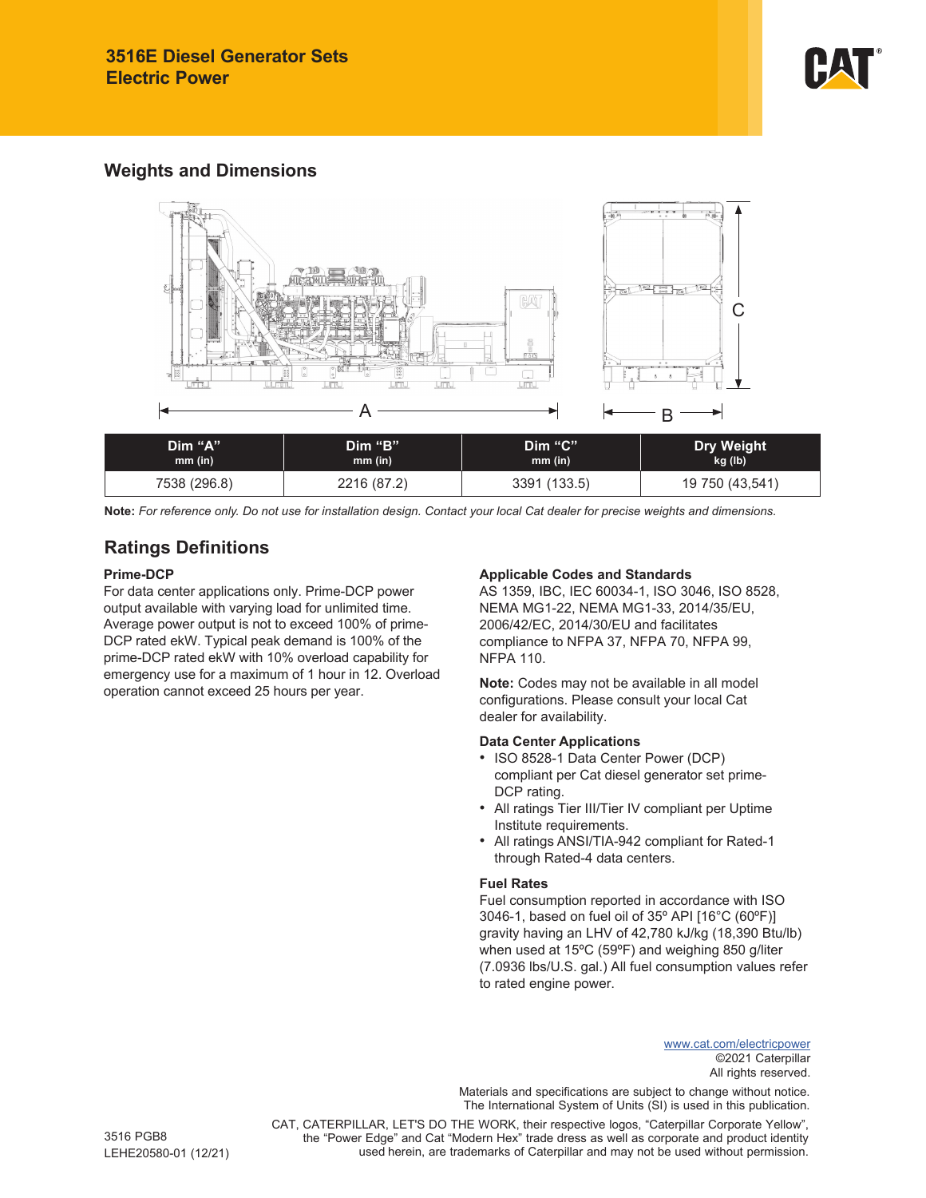## Weights and Dimensions

A

B

C

| Dim "A" mm (in) | Dim "B" mm (in) | Dim "C" mm (in) | Dry Weight kg (lb) |
|---|---|---|---|
| 7538 (296.8) | 2216 (87.2) | 3391 (133.5) | 19 750 (43,541) |

**Note:** *For reference only. Do not use for installation design. Contact your local Cat dealer for precise weights and dimensions.*

## Ratings Definitions

### Prime-DCP

For data center applications only. Prime-DCP power output available with varying load for unlimited time. Average power output is not to exceed 100% of prime-DCP rated ekW. Typical peak demand is 100% of the prime-DCP rated ekW with 10% overload capability for emergency use for a maximum of 1 hour in 12. Overload operation cannot exceed 25 hours per year.

### Applicable Codes and Standards

AS 1359, IBC, IEC 60034-1, ISO 3046, ISO 8528, NEMA MG1-22, NEMA MG1-33, 2014/35/EU, 2006/42/EC, 2014/30/EU and facilitates compliance to NFPA 37, NFPA 70, NFPA 99, NFPA 110.

**Note:** Codes may not be available in all model configurations. Please consult your local Cat dealer for availability.

### Data Center Applications

- ISO 8528-1 Data Center Power (DCP) compliant per Cat diesel generator set prime-DCP rating.
- All ratings Tier III/Tier IV compliant per Uptime Institute requirements.
- All ratings ANSI/TIA-942 compliant for Rated-1 through Rated-4 data centers.

### Fuel Rates

Fuel consumption reported in accordance with ISO 3046-1, based on fuel oil of 35º API [16°C (60ºF)] gravity having an LHV of 42,780 kJ/kg (18,390 Btu/lb) when used at 15ºC (59ºF) and weighing 850 g/liter (7.0936 lbs/U.S. gal.) All fuel consumption values refer to rated engine power.

www.cat.com/electricpower
©2021 Caterpillar
All rights reserved.

Materials and specifications are subject to change without notice.
The International System of Units (SI) is used in this publication.

CAT, CATERPILLAR, LET'S DO THE WORK, their respective logos, "Caterpillar Corporate Yellow", the "Power Edge" and Cat "Modern Hex" trade dress as well as corporate and product identity used herein, are trademarks of Caterpillar and may not be used without permission.

3516 PGB8
LEHE20580-01 (12/21)